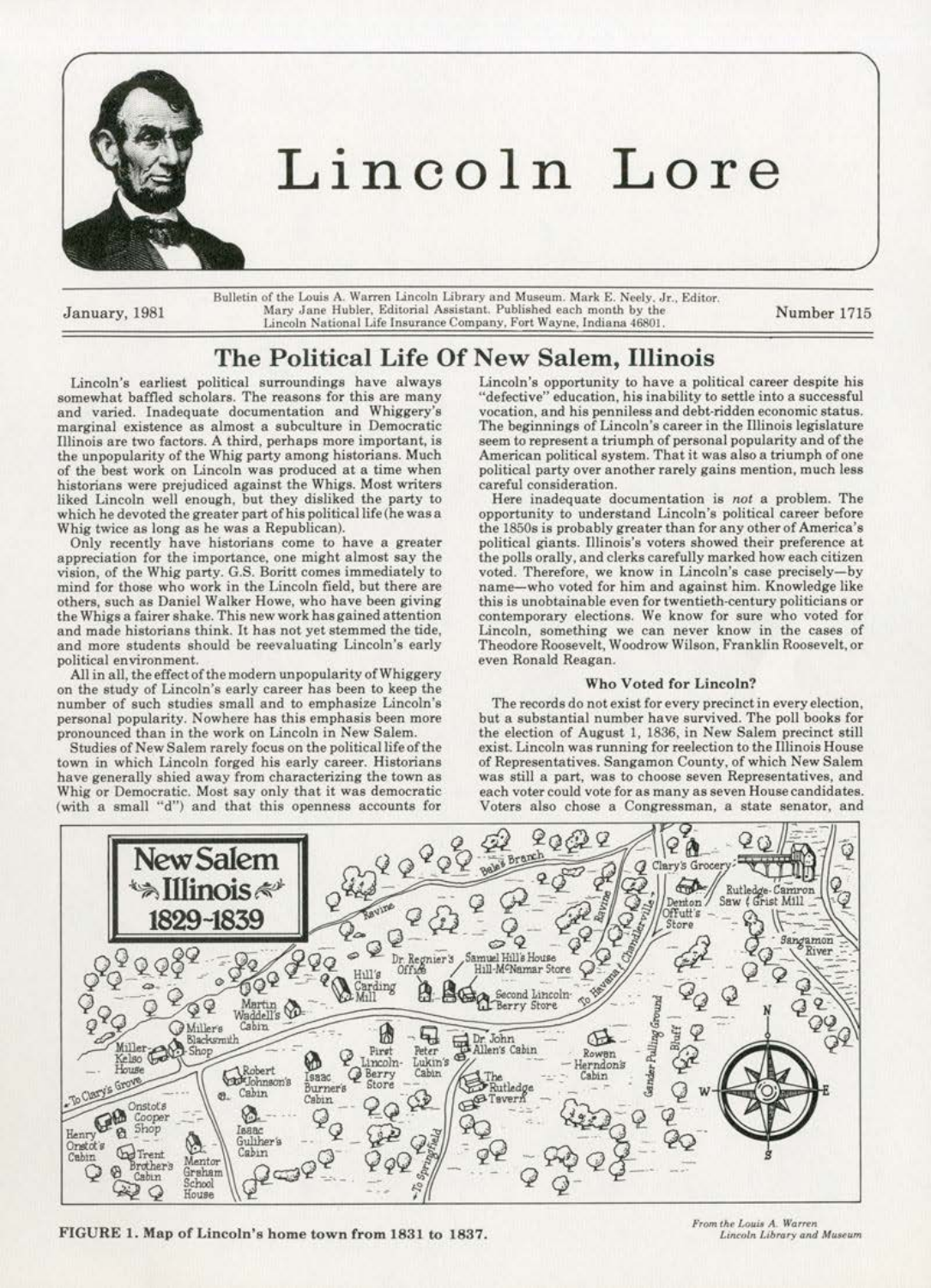# Lincoln Lore

January, 1981

Bulletin of the Louis A. Warren Lincoln Library and Museum. Mark E. Neely, Jr., Editor. Mary Jane Hubler, Editorial Assistant. Published each month by the Lincoln National Life Insurance Company, Fort Wayne, Indiana 46801.

Number 1715

## The Political Life Of New Salem, Illinois

Lincoln's earliest political surroundings have always somewhat baffled scholars. The reasons for this are many and varied. Inadequate documentation and Whiggery's marginal existence as almost a subculture in Democratic Illinois are two factors. A third, perhaps more important, is the unpopularity of the Whig party among historians. Much of the best work on Lincoln was produced at a time when historians were prejudiced against the Whigs. Most writers liked Lincoln well enough, but they disliked the party to which he devoted the greater part of his political life (he was a Whig twice as long as he was a Republican).

Only recently have historians come to have a greater appreciation for the importance, one might almost say the vision, of the Whig party. G.S. Boritt comes immediately to mind for those who work in the Lincoln field, but there are others, such as Daniel Walker Howe, who have been giving the Whigs a fairer shake. This new work has gained attention and made historians think. It has not yet stemmed the tide, and more students should be reevaluating Lincoln's early political environment.

All in all, the effect of the modern unpopularity of Whiggery on the study of Lincoln's early career has been to keep the number of such studies small and to emphasize Lincoln's personal popularity. Nowhere has this emphasis been more pronounced than in the work on Lincoln in New Salem.

Studies of New Salem rarely focus on the political life of the town in which Lincoln forged his early career. Historians have generally shied away from characterizing the town as Whig or Democratic. Most say only that it was democratic (with a small "d") and that this openness accounts for Lincoln's opportunity to have a political career despite his "defective" education, his inability to settle into a successful vocation, and his penniless and debt-ridden economic status. The beginnings of Lincoln's career in the Illinois legislature seem to represent a triumph of personal popularity and of the American political system. That it was also a triumph of one political party over another rarely gains mention, much less careful consideration.

Here inadequate documentation is *not* a problem. The opportunity to understand Lincoln's political career before the 1850s is probably greater than for any other of America's political giants. Illinois's voters showed their preference at the polls orally, and clerks carefully marked how each citizen voted. Therefore, we know in Lincoln's case precisely—by name—who voted for him and against him. Knowledge like this is unobtainable even for twentieth-century politicians or contemporary elections. We know for sure who voted for Lincoln, something we can never know in the cases of Theodore Roosevelt, Woodrow Wilson, Franklin Roosevelt, or even Ronald Reagan.

### Who Voted for Lincoln?

The records do not exist for every precinct in every election, but a substantial number have survived. The poll books for the election of August 1, 1836, in New Salem precinct still exist. Lincoln was running for reelection to the Illinois House of Representatives. Sangamon County, of which New Salem was still a part, was to choose seven Representatives, and each voter could vote for as many as seven House candidates. Voters also chose a Congressman, a state senator, and

FIGURE 1. Map of Lincoln's home town from 1831 to 1837.

*From the Louis A. Warren Lincoln Library and Museum*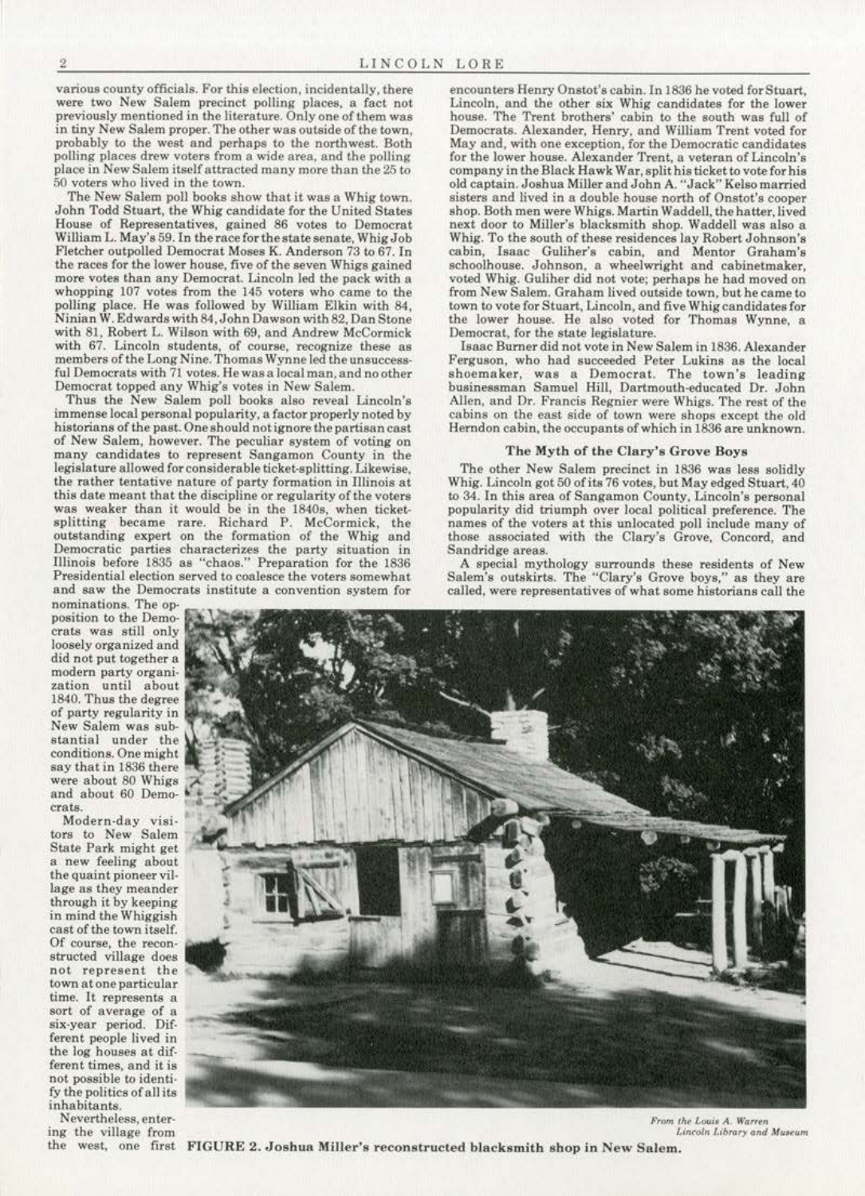various county officials. For this election, incidentally, there were two New Salem precinct polling places, a fact not previously mentioned in the literature. Only one of them was in tiny New Salem proper. The other was outside of the town, probably to the west and perhaps to the northwest. Both polling places drew voters from a wide area, and the polling place in New Salem itself attracted many more than the 25 to 50 voters who lived in the town.

The New Salem poll books show that it was a Whig town. John Todd Stuart, the Whig candidate for the United States House of Representatives, gained 86 votes to Democrat William L. May's 59. In the race for the state senate, Whig Job Fletcher outpolled Democrat Moses K. Anderson 73 to 67. In the races for the lower house, five of the seven Whigs gained more votes than any Democrat. Lincoln led the pack with a whopping 107 votes from the 145 voters who came to the polling place. He was followed by William Elkin with 84, Ninian W. Edwards with 84, John Dawson with 82, Dan Stone with 81, Robert L. Wilson with 69, and Andrew McCormick with 67. Lincoln students, of course, recognize these as members of the Long Nine. Thomas Wynne led the unsuccessful Democrats with 71 votes. He was a local man, and no other Democrat topped any Whig's votes in New Salem.

Thus the New Salem poll books also reveal Lincoln's immense local personal popularity, a factor properly noted by historians of the past. One should not ignore the partisan cast of New Salem, however. The peculiar system of voting on many candidates to represent Sangamon County in the legislature allowed for considerable ticket-splitting. Likewise, the rather tentative nature of party formation in Illinois at this date meant that the discipline or regularity of the voters was weaker than it would be in the 1840s, when ticket-splitting became rare. Richard P. McCormick, the outstanding expert on the formation of the Whig and Democratic parties characterizes the party situation in Illinois before 1835 as "chaos." Preparation for the 1836 Presidential election served to coalesce the voters somewhat and saw the Democrats institute a convention system for nominations. The opposition to the Democrats was still only loosely organized and did not put together a modern party organization until about 1840. Thus the degree of party regularity in New Salem was substantial under the conditions. One might say that in 1836 there were about 80 Whigs and about 60 Democrats.

Modern-day visitors to New Salem State Park might get a new feeling about the quaint pioneer village as they meander through it by keeping in mind the Whiggish cast of the town itself. Of course, the reconstructed village does not represent the town at one particular time. It represents a sort of average of a six-year period. Different people lived in the log houses at different times, and it is not possible to identify the politics of all its inhabitants.

Nevertheless, entering the village from the west, one first encounters Henry Onstot's cabin. In 1836 he voted for Stuart, Lincoln, and the other six Whig candidates for the lower house. The Trent brothers' cabin to the south was full of Democrats. Alexander, Henry, and William Trent voted for May and, with one exception, for the Democratic candidates for the lower house. Alexander Trent, a veteran of Lincoln's company in the Black Hawk War, split his ticket to vote for his old captain. Joshua Miller and John A. "Jack" Kelso married sisters and lived in a double house north of Onstot's cooper shop. Both men were Whigs. Martin Waddell, the hatter, lived next door to Miller's blacksmith shop. Waddell was also a Whig. To the south of these residences lay Robert Johnson's cabin, Isaac Guliher's cabin, and Mentor Graham's schoolhouse. Johnson, a wheelwright and cabinetmaker, voted Whig. Guliher did not vote; perhaps he had moved on from New Salem. Graham lived outside town, but he came to town to vote for Stuart, Lincoln, and five Whig candidates for the lower house. He also voted for Thomas Wynne, a Democrat, for the state legislature.

Isaac Burner did not vote in New Salem in 1836. Alexander Ferguson, who had succeeded Peter Lukins as the local shoemaker, was a Democrat. The town's leading businessman Samuel Hill, Dartmouth-educated Dr. John Allen, and Dr. Francis Regnier were Whigs. The rest of the cabins on the east side of town were shops except the old Herndon cabin, the occupants of which in 1836 are unknown.

## The Myth of the Clary's Grove Boys

The other New Salem precinct in 1836 was less solidly Whig. Lincoln got 50 of its 76 votes, but May edged Stuart, 40 to 34. In this area of Sangamon County, Lincoln's personal popularity did triumph over local political preference. The names of the voters at this unlocated poll include many of those associated with the Clary's Grove, Concord, and Sandridge areas.

A special mythology surrounds these residents of New Salem's outskirts. The "Clary's Grove boys," as they are called, were representatives of what some historians call the

*From the Louis A. Warren Lincoln Library and Museum*

**FIGURE 2. Joshua Miller's reconstructed blacksmith shop in New Salem.**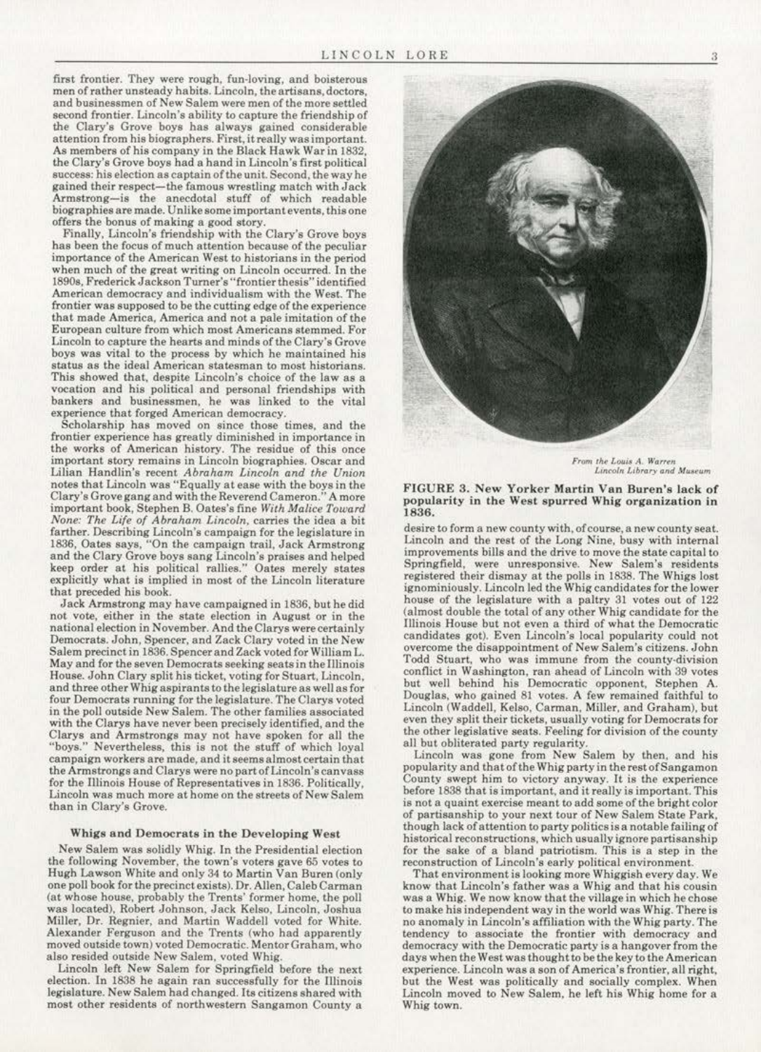first frontier. They were rough, fun-loving, and boisterous men of rather unsteady habits. Lincoln, the artisans, doctors, and businessmen of New Salem were men of the more settled second frontier. Lincoln's ability to capture the friendship of the Clary's Grove boys has always gained considerable attention from his biographers. First, it really was important. As members of his company in the Black Hawk War in 1832, the Clary's Grove boys had a hand in Lincoln's first political success: his election as captain of the unit. Second, the way he gained their respect—the famous wrestling match with Jack Armstrong—is the anecdotal stuff of which readable biographies are made. Unlike some important events, this one offers the bonus of making a good story.

Finally, Lincoln's friendship with the Clary's Grove boys has been the focus of much attention because of the peculiar importance of the American West to historians in the period when much of the great writing on Lincoln occurred. In the 1890s, Frederick Jackson Turner's "frontier thesis" identified American democracy and individualism with the West. The frontier was supposed to be the cutting edge of the experience that made America, America and not a pale imitation of the European culture from which most Americans stemmed. For Lincoln to capture the hearts and minds of the Clary's Grove boys was vital to the process by which he maintained his status as the ideal American statesman to most historians. This showed that, despite Lincoln's choice of the law as a vocation and his political and personal friendships with bankers and businessmen, he was linked to the vital experience that forged American democracy.

Scholarship has moved on since those times, and the frontier experience has greatly diminished in importance in the works of American history. The residue of this once important story remains in Lincoln biographies. Oscar and Lilian Handlin's recent *Abraham Lincoln and the Union* notes that Lincoln was "Equally at ease with the boys in the Clary's Grove gang and with the Reverend Cameron." A more important book, Stephen B. Oates's fine *With Malice Toward None: The Life of Abraham Lincoln*, carries the idea a bit farther. Describing Lincoln's campaign for the legislature in 1836, Oates says, "On the campaign trail, Jack Armstrong and the Clary Grove boys sang Lincoln's praises and helped keep order at his political rallies." Oates merely states explicitly what is implied in most of the Lincoln literature that preceded his book.

Jack Armstrong may have campaigned in 1836, but he did not vote, either in the state election in August or in the national election in November. And the Clarys were certainly Democrats. John, Spencer, and Zack Clary voted in the New Salem precinct in 1836. Spencer and Zack voted for William L. May and for the seven Democrats seeking seats in the Illinois House. John Clary split his ticket, voting for Stuart, Lincoln, and three other Whig aspirants to the legislature as well as for four Democrats running for the legislature. The Clarys voted in the poll outside New Salem. The other families associated with the Clarys have never been precisely identified, and the Clarys and Armstrongs may not have spoken for all the "boys." Nevertheless, this is not the stuff of which loyal campaign workers are made, and it seems almost certain that the Armstrongs and Clarys were no part of Lincoln's canvass for the Illinois House of Representatives in 1836. Politically, Lincoln was much more at home on the streets of New Salem than in Clary's Grove.

### Whigs and Democrats in the Developing West

New Salem was solidly Whig. In the Presidential election the following November, the town's voters gave 65 votes to Hugh Lawson White and only 34 to Martin Van Buren (only one poll book for the precinct exists). Dr. Allen, Caleb Carman (at whose house, probably the Trents' former home, the poll was located), Robert Johnson, Jack Kelso, Lincoln, Joshua Miller, Dr. Regnier, and Martin Waddell voted for White. Alexander Ferguson and the Trents (who had apparently moved outside town) voted Democratic. Mentor Graham, who also resided outside New Salem, voted Whig.

Lincoln left New Salem for Springfield before the next election. In 1838 he again ran successfully for the Illinois legislature. New Salem had changed. Its citizens shared with most other residents of northwestern Sangamon County a desire to form a new county with, of course, a new county seat. Lincoln and the rest of the Long Nine, busy with internal improvements bills and the drive to move the state capital to Springfield, were unresponsive. New Salem's residents registered their dismay at the polls in 1838. The Whigs lost ignominiously. Lincoln led the Whig candidates for the lower house of the legislature with a paltry 31 votes out of 122 (almost double the total of any other Whig candidate for the Illinois House but not even a third of what the Democratic candidates got). Even Lincoln's local popularity could not overcome the disappointment of New Salem's citizens. John Todd Stuart, who was immune from the county-division conflict in Washington, ran ahead of Lincoln with 39 votes but well behind his Democratic opponent, Stephen A. Douglas, who gained 81 votes. A few remained faithful to Lincoln (Waddell, Kelso, Carman, Miller, and Graham), but even they split their tickets, usually voting for Democrats for the other legislative seats. Feeling for division of the county all but obliterated party regularity.

Lincoln was gone from New Salem by then, and his popularity and that of the Whig party in the rest of Sangamon County swept him to victory anyway. It is the experience before 1838 that is important, and it really is important. This is not a quaint exercise meant to add some of the bright color of partisanship to your next tour of New Salem State Park, though lack of attention to party politics is a notable failing of historical reconstructions, which usually ignore partisanship for the sake of a bland patriotism. This is a step in the reconstruction of Lincoln's early political environment.

That environment is looking more Whiggish every day. We know that Lincoln's father was a Whig and that his cousin was a Whig. We now know that the village in which he chose to make his independent way in the world was Whig. There is no anomaly in Lincoln's affiliation with the Whig party. The tendency to associate the frontier with democracy and democracy with the Democratic party is a hangover from the days when the West was thought to be the key to the American experience. Lincoln was a son of America's frontier, all right, but the West was politically and socially complex. When Lincoln moved to New Salem, he left his Whig home for a Whig town.

*From the Louis A. Warren Lincoln Library and Museum*

**FIGURE 3. New Yorker Martin Van Buren's lack of popularity in the West spurred Whig organization in 1836.**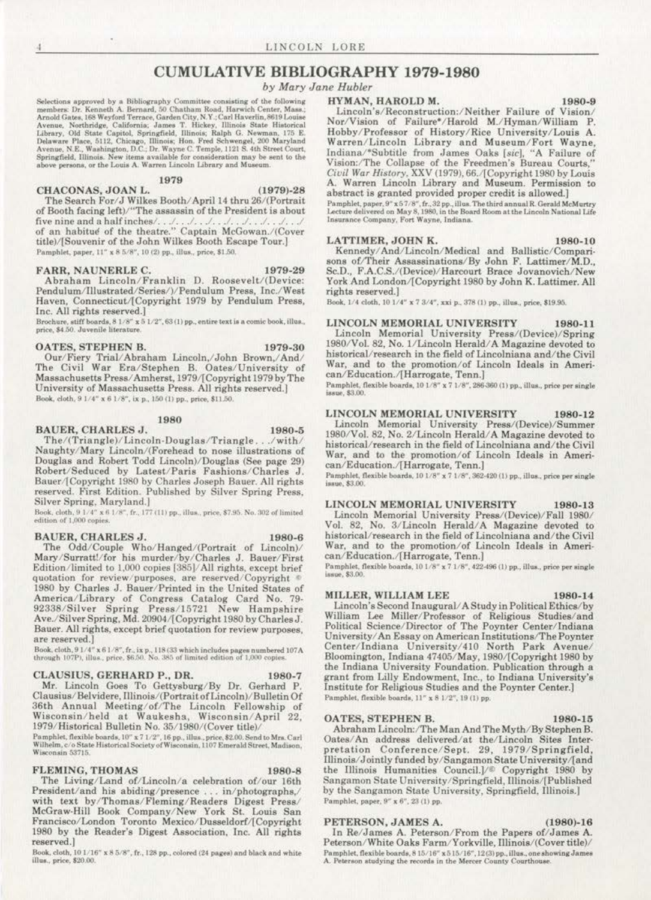# CUMULATIVE BIBLIOGRAPHY 1979-1980

*by Mary Jane Hubler*

Selections approved by a Bibliography Committee consisting of the following members: Dr. Kenneth A. Bernard, 50 Chatham Road, Harwich Center, Mass.; Arnold Gates, 168 Weyford Terrace, Garden City, N.Y.; Carl Haverlin, 8619 Louise Avenue, Northridge, California; James T. Hickey, Illinois State Historical Library, Old State Capitol, Springfield, Illinois; Ralph G. Newman, 175 E. Delaware Place, 5112, Chicago, Illinois; Hon. Fred Schwengel, 200 Maryland Avenue, N.E., Washington, D.C.; Dr. Wayne C. Temple, 1121 S. 4th Street Court, Springfield, Illinois. New items available for consideration may be sent to the above persons, or the Louis A. Warren Lincoln Library and Museum.

## 1979

**CHACONAS, JOAN L. (1979)-28**

The Search For/J Wilkes Booth/April 14 thru 26/(Portrait of Booth facing left)/"The assassin of the President is about five nine and a half inches/. . ./. . ./. . ./. . ./. . ./. . ./. . ./ of an habitué of the theatre." Captain McGowan./(Cover title)/[Souvenir of the John Wilkes Booth Escape Tour.]

Pamphlet, paper, 11" x 8 5/8", 10 (2) pp., illus., price, $1.50.

**FARR, NAUNERLE C. 1979-29**

Abraham Lincoln/Franklin D. Roosevelt/(Device: Pendulum/Illustrated/Series/)/Pendulum Press, Inc./West Haven, Connecticut/[Copyright 1979 by Pendulum Press, Inc. All rights reserved.]

Brochure, stiff boards, 8 1/8" x 5 1/2", 63 (1) pp., entire text is a comic book, illus., price, $4.50. Juvenile literature.

**OATES, STEPHEN B. 1979-30**

Our/Fiery Trial/Abraham Lincoln,/John Brown,/And/ The Civil War Era/Stephen B. Oates/University of Massachusetts Press/Amherst, 1979/[Copyright 1979 by The University of Massachusetts Press. All rights reserved.]

Book, cloth, 9 1/4" x 6 1/8", ix p., 150 (1) pp., price, $11.50.

## 1980

**BAUER, CHARLES J. 1980-5**

The/(Triangle)/Lincoln-Douglas/Triangle. . ./with/ Naughty/Mary Lincoln/(Forehead to nose illustrations of Douglas and Robert Todd Lincoln)/Douglas (See page 29) Robert/Seduced by Latest/Paris Fashions/Charles J. Bauer/[Copyright 1980 by Charles Joseph Bauer. All rights reserved. First Edition. Published by Silver Spring Press, Silver Spring, Maryland.]

Book, cloth, 9 1/4" x 6 1/8", fr., 177 (11) pp., illus., price, $7.95. No. 302 of limited edition of 1,000 copies.

**BAUER, CHARLES J. 1980-6**

The Odd/Couple Who/Hanged/(Portrait of Lincoln)/ Mary/Surratt!/for his murder/by/Charles J. Bauer/First Edition/limited to 1,000 copies [385]/All rights, except brief quotation for review/purposes, are reserved/Copyright © 1980 by Charles J. Bauer/Printed in the United States of America/Library of Congress Catalog Card No. 79-92338/Silver Spring Press/15721 New Hampshire Ave./Silver Spring, Md. 20904/[Copyright 1980 by Charles J. Bauer. All rights, except brief quotation for review purposes, are reserved.]

Book, cloth, 9 1/4" x 6 1/8", fr., ix p., 118 (33 which includes pages numbered 107A through 107P), illus., price, $6.50. No. 385 of limited edition of 1,000 copies.

**CLAUSIUS, GERHARD P., DR. 1980-7**

Mr. Lincoln Goes To Gettysburg/By Dr. Gerhard P. Clausius/Belvidere, Illinois/(Portrait of Lincoln)/Bulletin Of 36th Annual Meeting/of/The Lincoln Fellowship of Wisconsin/held at Waukesha, Wisconsin/April 22, 1979/Historical Bulletin No. 35/1980/(Cover title)/

Pamphlet, flexible boards, 10" x 7 1/2", 16 pp., illus., price, $2.00. Send to Mrs. Carl Wilhelm, c/o State Historical Society of Wisconsin, 1107 Emerald Street, Madison, Wisconsin 53715.

**FLEMING, THOMAS 1980-8**

The Living/Land of/Lincoln/a celebration of/our 16th President/and his abiding/presence . . . in/photographs,/ with text by/Thomas/Fleming/Readers Digest Press/ McGraw-Hill Book Company/New York St. Louis San Francisco/London Toronto Mexico/Dusseldorf/[Copyright 1980 by the Reader's Digest Association, Inc. All rights reserved.]

Book, cloth, 10 1/16" x 8 5/8", fr., 128 pp., colored (24 pages) and black and white illus., price, $20.00.

**HYMAN, HAROLD M. 1980-9**

Lincoln's/Reconstruction:/Neither Failure of Vision/ Nor/Vision of Failure*/Harold M./Hyman/William P. Hobby/Professor of History/Rice University/Louis A. Warren/Lincoln Library and Museum/Fort Wayne, Indiana/*Subtitle from James Oaks [*sic*], "A Failure of Vision:/The Collapse of the Freedmen's Bureau Courts," *Civil War History*, XXV (1979), 66./[Copyright 1980 by Louis A. Warren Lincoln Library and Museum. Permission to abstract is granted provided proper credit is allowed.]

Pamphlet, paper, 9" x 5 7/8", fr., 32 pp., illus. The third annual R. Gerald McMurtry Lecture delivered on May 8, 1980, in the Board Room at the Lincoln National Life Insurance Company, Fort Wayne, Indiana.

**LATTIMER, JOHN K. 1980-10**

Kennedy/And/Lincoln/Medical and Ballistic/Comparisons of/Their Assassinations/By John F. Lattimer/M.D., Sc.D., F.A.C.S./(Device)/Harcourt Brace Jovanovich/New York And London/[Copyright 1980 by John K. Lattimer. All rights reserved.]

Book, 1/4 cloth, 10 1/4" x 7 3/4", xxi p., 378 (1) pp., illus., price, $19.95.

**LINCOLN MEMORIAL UNIVERSITY 1980-11**

Lincoln Memorial University Press/(Device)/Spring 1980/Vol. 82, No. 1/Lincoln Herald/A Magazine devoted to historical/research in the field of Lincolniana and/the Civil War, and to the promotion/of Lincoln Ideals in American/Education./[Harrogate, Tenn.]

Pamphlet, flexible boards, 10 1/8" x 7 1/8", 286-360 (1) pp., illus., price per single issue, $3.00.

**LINCOLN MEMORIAL UNIVERSITY 1980-12**

Lincoln Memorial University Press/(Device)/Summer 1980/Vol. 82, No. 2/Lincoln Herald/A Magazine devoted to historical/research in the field of Lincolniana and/the Civil War, and to the promotion/of Lincoln Ideals in American/Education./[Harrogate, Tenn.]

Pamphlet, flexible boards, 10 1/8" x 7 1/8", 362-420 (1) pp., illus., price per single issue, $3.00.

**LINCOLN MEMORIAL UNIVERSITY 1980-13**

Lincoln Memorial University Press/(Device)/Fall 1980/ Vol. 82, No. 3/Lincoln Herald/A Magazine devoted to historical/research in the field of Lincolniana and/the Civil War, and to the promotion/of Lincoln Ideals in American/Education./[Harrogate, Tenn.]

Pamphlet, flexible boards, 10 1/8" x 7 1/8", 422-496 (1) pp., illus., price per single issue, $3.00.

**MILLER, WILLIAM LEE 1980-14**

Lincoln's Second Inaugural/A Study in Political Ethics/by William Lee Miller/Professor of Religious Studies/and Political Science/Director of The Poynter Center/Indiana University/An Essay on American Institutions/The Poynter Center/Indiana University/410 North Park Avenue/ Bloomington, Indiana 47405/May, 1980/[Copyright 1980 by the Indiana University Foundation. Publication through a grant from Lilly Endowment, Inc., to Indiana University's Institute for Religious Studies and the Poynter Center.]

Pamphlet, flexible boards, 11" x 8 1/2", 19 (1) pp.

**OATES, STEPHEN B. 1980-15**

Abraham Lincoln:/The Man And The Myth/By Stephen B. Oates/An address delivered/at the/Lincoln Sites Interpretation Conference/Sept. 29, 1979/Springfield, Illinois/Jointly funded by/Sangamon State University/[and the Illinois Humanities Council.]/© Copyright 1980 by Sangamon State University/Springfield, Illinois/[Published by the Sangamon State University, Springfield, Illinois.]

Pamphlet, paper, 9" x 6", 23 (1) pp.

**PETERSON, JAMES A. (1980)-16**

In Re/James A. Peterson/From the Papers of/James A. Peterson/White Oaks Farm/Yorkville, Illinois/(Cover title)/

Pamphlet, flexible boards, 8 15/16" x 5 15/16", 12 (3) pp., illus., one showing James A. Peterson studying the records in the Mercer County Courthouse.